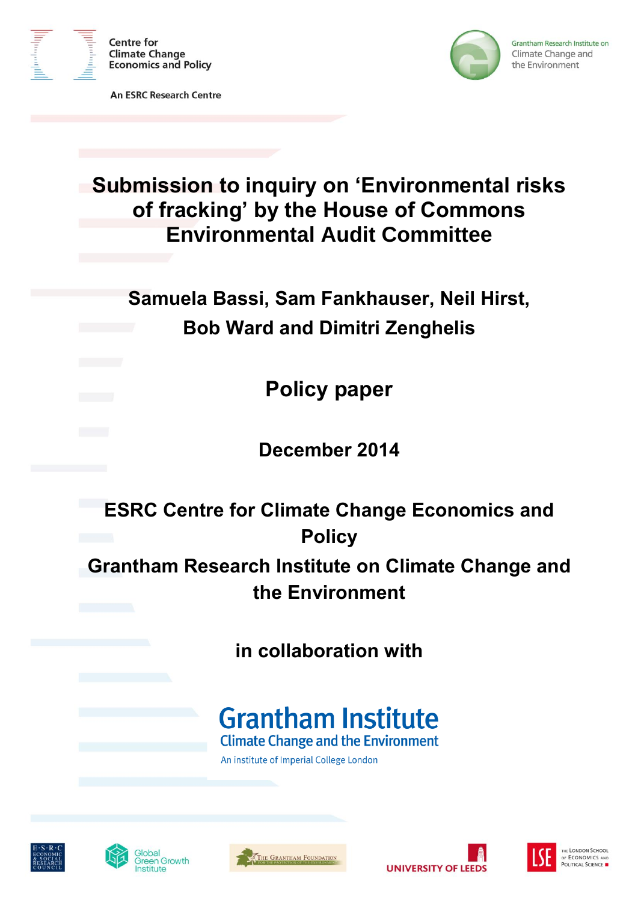Centre for Climate Change Economics and Policy

An ESRC Research Centre

Grantham Research Institute on Climate Change and the Environment

# Submission to inquiry on 'Environmental risks of fracking' by the House of Commons Environmental Audit Committee

**Samuela Bassi, Sam Fankhauser, Neil Hirst, Bob Ward and Dimitri Zenghelis**

## Policy paper

**December 2014**

**ESRC Centre for Climate Change Economics and Policy**

**Grantham Research Institute on Climate Change and the Environment**

**in collaboration with**

Grantham Institute
Climate Change and the Environment
An institute of Imperial College London

ESRC Economic & Social Research Council | Global Green Growth Institute | The Grantham Foundation for the Protection of the Environment | University of Leeds | LSE The London School of Economics and Political Science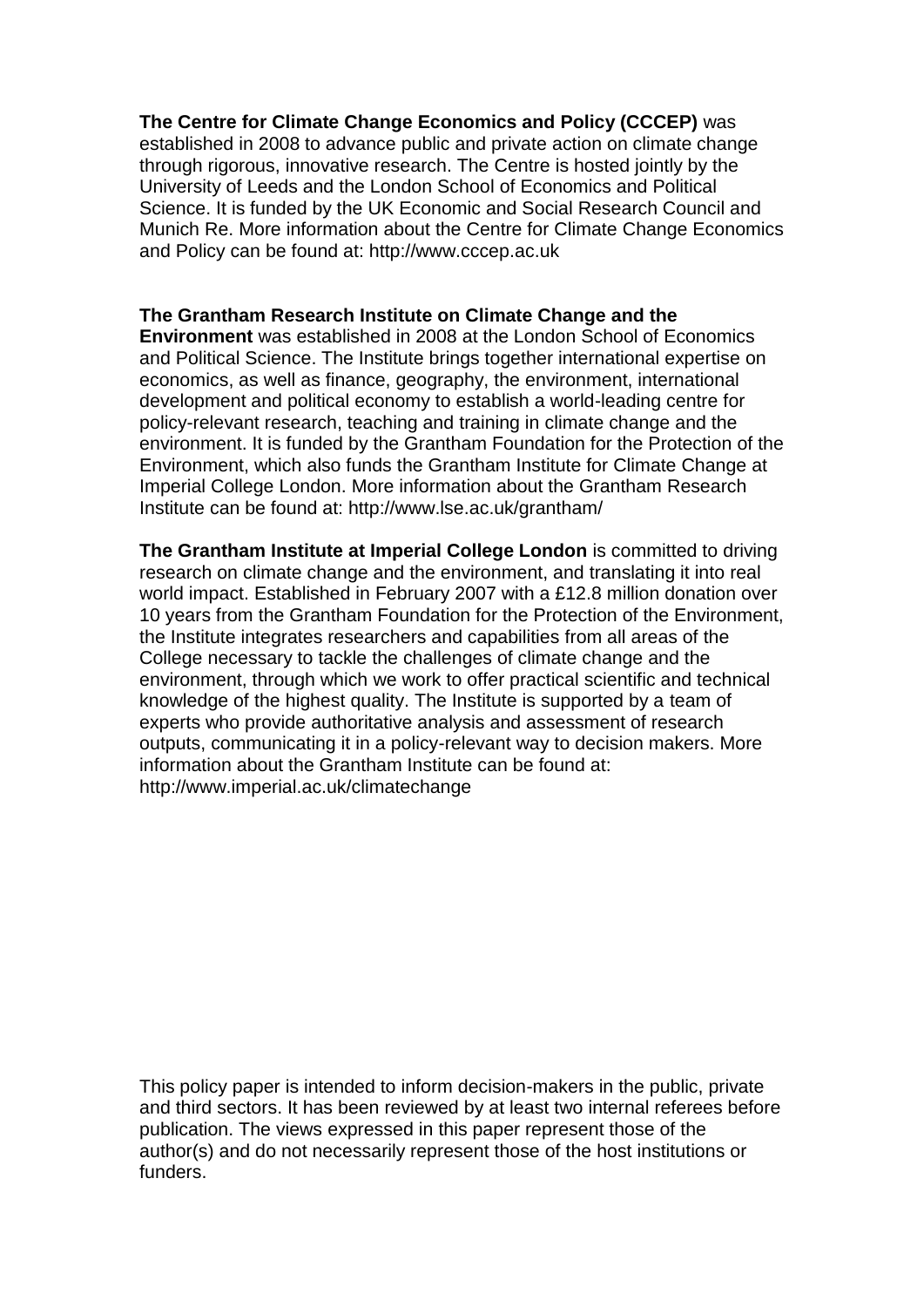**The Centre for Climate Change Economics and Policy (CCCEP)** was established in 2008 to advance public and private action on climate change through rigorous, innovative research. The Centre is hosted jointly by the University of Leeds and the London School of Economics and Political Science. It is funded by the UK Economic and Social Research Council and Munich Re. More information about the Centre for Climate Change Economics and Policy can be found at: http://www.cccep.ac.uk

**The Grantham Research Institute on Climate Change and the Environment** was established in 2008 at the London School of Economics and Political Science. The Institute brings together international expertise on economics, as well as finance, geography, the environment, international development and political economy to establish a world-leading centre for policy-relevant research, teaching and training in climate change and the environment. It is funded by the Grantham Foundation for the Protection of the Environment, which also funds the Grantham Institute for Climate Change at Imperial College London. More information about the Grantham Research Institute can be found at: http://www.lse.ac.uk/grantham/

**The Grantham Institute at Imperial College London** is committed to driving research on climate change and the environment, and translating it into real world impact. Established in February 2007 with a £12.8 million donation over 10 years from the Grantham Foundation for the Protection of the Environment, the Institute integrates researchers and capabilities from all areas of the College necessary to tackle the challenges of climate change and the environment, through which we work to offer practical scientific and technical knowledge of the highest quality. The Institute is supported by a team of experts who provide authoritative analysis and assessment of research outputs, communicating it in a policy-relevant way to decision makers. More information about the Grantham Institute can be found at: http://www.imperial.ac.uk/climatechange

This policy paper is intended to inform decision-makers in the public, private and third sectors. It has been reviewed by at least two internal referees before publication. The views expressed in this paper represent those of the author(s) and do not necessarily represent those of the host institutions or funders.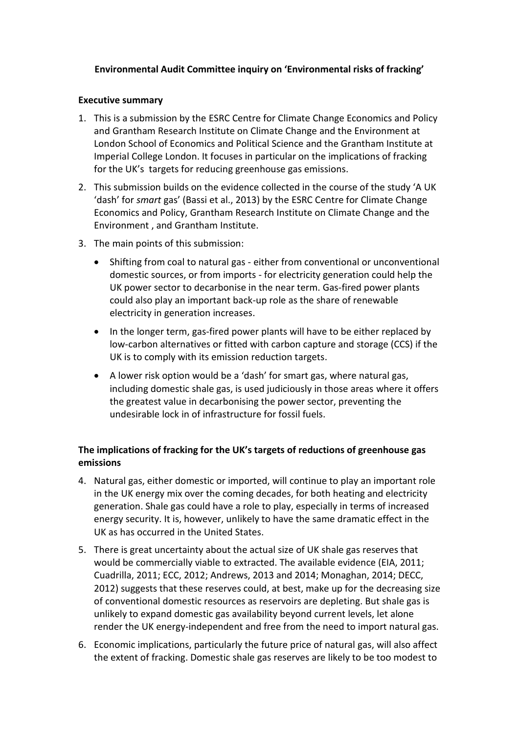**Environmental Audit Committee inquiry on 'Environmental risks of fracking'**

**Executive summary**

1. This is a submission by the ESRC Centre for Climate Change Economics and Policy and Grantham Research Institute on Climate Change and the Environment at London School of Economics and Political Science and the Grantham Institute at Imperial College London. It focuses in particular on the implications of fracking for the UK's targets for reducing greenhouse gas emissions.

2. This submission builds on the evidence collected in the course of the study 'A UK 'dash' for *smart* gas' (Bassi et al., 2013) by the ESRC Centre for Climate Change Economics and Policy, Grantham Research Institute on Climate Change and the Environment , and Grantham Institute.

3. The main points of this submission:

   - Shifting from coal to natural gas - either from conventional or unconventional domestic sources, or from imports - for electricity generation could help the UK power sector to decarbonise in the near term. Gas-fired power plants could also play an important back-up role as the share of renewable electricity in generation increases.
   - In the longer term, gas-fired power plants will have to be either replaced by low-carbon alternatives or fitted with carbon capture and storage (CCS) if the UK is to comply with its emission reduction targets.
   - A lower risk option would be a 'dash' for smart gas, where natural gas, including domestic shale gas, is used judiciously in those areas where it offers the greatest value in decarbonising the power sector, preventing the undesirable lock in of infrastructure for fossil fuels.

**The implications of fracking for the UK's targets of reductions of greenhouse gas emissions**

4. Natural gas, either domestic or imported, will continue to play an important role in the UK energy mix over the coming decades, for both heating and electricity generation. Shale gas could have a role to play, especially in terms of increased energy security. It is, however, unlikely to have the same dramatic effect in the UK as has occurred in the United States.

5. There is great uncertainty about the actual size of UK shale gas reserves that would be commercially viable to extracted. The available evidence (EIA, 2011; Cuadrilla, 2011; ECC, 2012; Andrews, 2013 and 2014; Monaghan, 2014; DECC, 2012) suggests that these reserves could, at best, make up for the decreasing size of conventional domestic resources as reservoirs are depleting. But shale gas is unlikely to expand domestic gas availability beyond current levels, let alone render the UK energy-independent and free from the need to import natural gas.

6. Economic implications, particularly the future price of natural gas, will also affect the extent of fracking. Domestic shale gas reserves are likely to be too modest to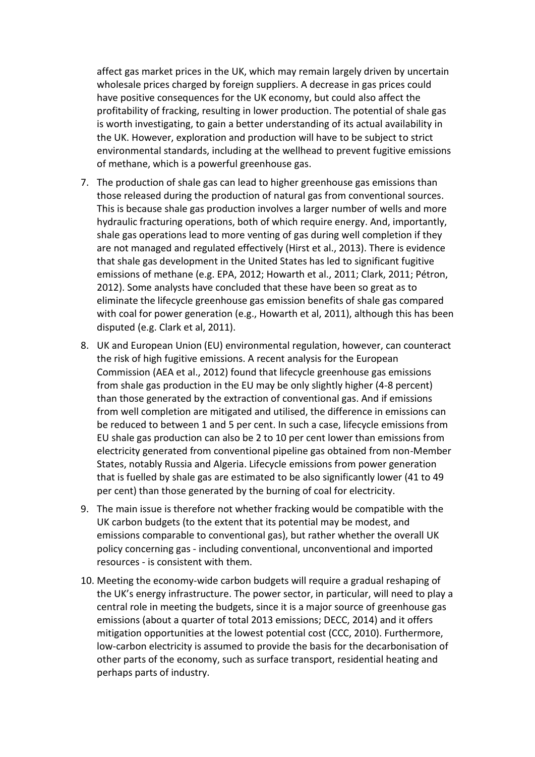affect gas market prices in the UK, which may remain largely driven by uncertain wholesale prices charged by foreign suppliers. A decrease in gas prices could have positive consequences for the UK economy, but could also affect the profitability of fracking, resulting in lower production. The potential of shale gas is worth investigating, to gain a better understanding of its actual availability in the UK. However, exploration and production will have to be subject to strict environmental standards, including at the wellhead to prevent fugitive emissions of methane, which is a powerful greenhouse gas.

7. The production of shale gas can lead to higher greenhouse gas emissions than those released during the production of natural gas from conventional sources. This is because shale gas production involves a larger number of wells and more hydraulic fracturing operations, both of which require energy. And, importantly, shale gas operations lead to more venting of gas during well completion if they are not managed and regulated effectively (Hirst et al., 2013). There is evidence that shale gas development in the United States has led to significant fugitive emissions of methane (e.g. EPA, 2012; Howarth et al., 2011; Clark, 2011; Pétron, 2012). Some analysts have concluded that these have been so great as to eliminate the lifecycle greenhouse gas emission benefits of shale gas compared with coal for power generation (e.g., Howarth et al, 2011), although this has been disputed (e.g. Clark et al, 2011).

8. UK and European Union (EU) environmental regulation, however, can counteract the risk of high fugitive emissions. A recent analysis for the European Commission (AEA et al., 2012) found that lifecycle greenhouse gas emissions from shale gas production in the EU may be only slightly higher (4-8 percent) than those generated by the extraction of conventional gas. And if emissions from well completion are mitigated and utilised, the difference in emissions can be reduced to between 1 and 5 per cent. In such a case, lifecycle emissions from EU shale gas production can also be 2 to 10 per cent lower than emissions from electricity generated from conventional pipeline gas obtained from non-Member States, notably Russia and Algeria. Lifecycle emissions from power generation that is fuelled by shale gas are estimated to be also significantly lower (41 to 49 per cent) than those generated by the burning of coal for electricity.

9. The main issue is therefore not whether fracking would be compatible with the UK carbon budgets (to the extent that its potential may be modest, and emissions comparable to conventional gas), but rather whether the overall UK policy concerning gas - including conventional, unconventional and imported resources - is consistent with them.

10. Meeting the economy-wide carbon budgets will require a gradual reshaping of the UK's energy infrastructure. The power sector, in particular, will need to play a central role in meeting the budgets, since it is a major source of greenhouse gas emissions (about a quarter of total 2013 emissions; DECC, 2014) and it offers mitigation opportunities at the lowest potential cost (CCC, 2010). Furthermore, low-carbon electricity is assumed to provide the basis for the decarbonisation of other parts of the economy, such as surface transport, residential heating and perhaps parts of industry.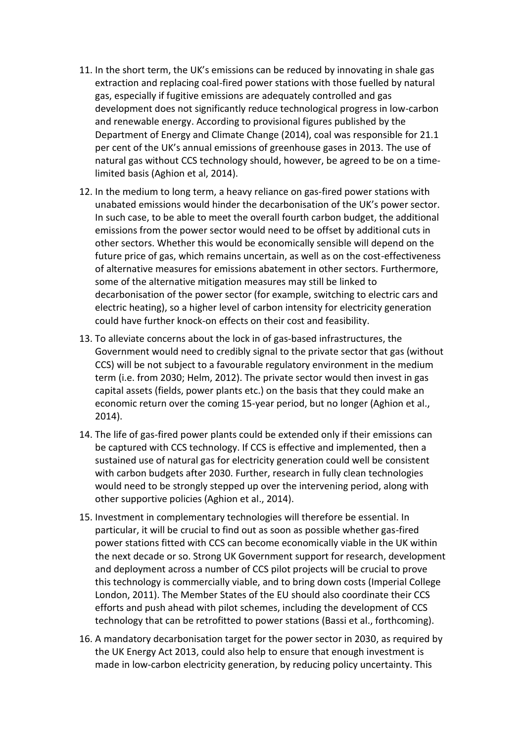11. In the short term, the UK's emissions can be reduced by innovating in shale gas extraction and replacing coal-fired power stations with those fuelled by natural gas, especially if fugitive emissions are adequately controlled and gas development does not significantly reduce technological progress in low-carbon and renewable energy. According to provisional figures published by the Department of Energy and Climate Change (2014), coal was responsible for 21.1 per cent of the UK's annual emissions of greenhouse gases in 2013. The use of natural gas without CCS technology should, however, be agreed to be on a time-limited basis (Aghion et al, 2014).

12. In the medium to long term, a heavy reliance on gas-fired power stations with unabated emissions would hinder the decarbonisation of the UK's power sector. In such case, to be able to meet the overall fourth carbon budget, the additional emissions from the power sector would need to be offset by additional cuts in other sectors. Whether this would be economically sensible will depend on the future price of gas, which remains uncertain, as well as on the cost-effectiveness of alternative measures for emissions abatement in other sectors. Furthermore, some of the alternative mitigation measures may still be linked to decarbonisation of the power sector (for example, switching to electric cars and electric heating), so a higher level of carbon intensity for electricity generation could have further knock-on effects on their cost and feasibility.

13. To alleviate concerns about the lock in of gas-based infrastructures, the Government would need to credibly signal to the private sector that gas (without CCS) will be not subject to a favourable regulatory environment in the medium term (i.e. from 2030; Helm, 2012). The private sector would then invest in gas capital assets (fields, power plants etc.) on the basis that they could make an economic return over the coming 15-year period, but no longer (Aghion et al., 2014).

14. The life of gas-fired power plants could be extended only if their emissions can be captured with CCS technology. If CCS is effective and implemented, then a sustained use of natural gas for electricity generation could well be consistent with carbon budgets after 2030. Further, research in fully clean technologies would need to be strongly stepped up over the intervening period, along with other supportive policies (Aghion et al., 2014).

15. Investment in complementary technologies will therefore be essential. In particular, it will be crucial to find out as soon as possible whether gas-fired power stations fitted with CCS can become economically viable in the UK within the next decade or so. Strong UK Government support for research, development and deployment across a number of CCS pilot projects will be crucial to prove this technology is commercially viable, and to bring down costs (Imperial College London, 2011). The Member States of the EU should also coordinate their CCS efforts and push ahead with pilot schemes, including the development of CCS technology that can be retrofitted to power stations (Bassi et al., forthcoming).

16. A mandatory decarbonisation target for the power sector in 2030, as required by the UK Energy Act 2013, could also help to ensure that enough investment is made in low-carbon electricity generation, by reducing policy uncertainty. This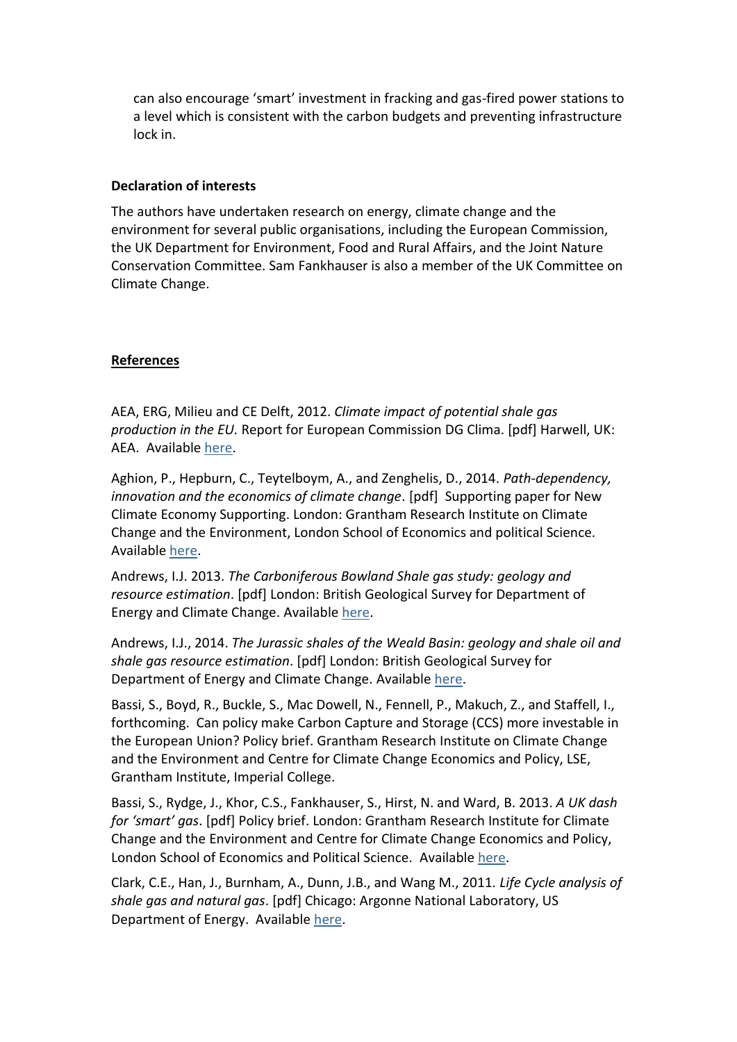can also encourage 'smart' investment in fracking and gas-fired power stations to a level which is consistent with the carbon budgets and preventing infrastructure lock in.

**Declaration of interests**

The authors have undertaken research on energy, climate change and the environment for several public organisations, including the European Commission, the UK Department for Environment, Food and Rural Affairs, and the Joint Nature Conservation Committee. Sam Fankhauser is also a member of the UK Committee on Climate Change.

## References

AEA, ERG, Milieu and CE Delft, 2012. *Climate impact of potential shale gas production in the EU.* Report for European Commission DG Clima. [pdf] Harwell, UK: AEA. Available here.

Aghion, P., Hepburn, C., Teytelboym, A., and Zenghelis, D., 2014. *Path-dependency, innovation and the economics of climate change*. [pdf] Supporting paper for New Climate Economy Supporting. London: Grantham Research Institute on Climate Change and the Environment, London School of Economics and political Science. Available here.

Andrews, I.J. 2013. *The Carboniferous Bowland Shale gas study: geology and resource estimation*. [pdf] London: British Geological Survey for Department of Energy and Climate Change. Available here.

Andrews, I.J., 2014. *The Jurassic shales of the Weald Basin: geology and shale oil and shale gas resource estimation*. [pdf] London: British Geological Survey for Department of Energy and Climate Change. Available here.

Bassi, S., Boyd, R., Buckle, S., Mac Dowell, N., Fennell, P., Makuch, Z., and Staffell, I., forthcoming. Can policy make Carbon Capture and Storage (CCS) more investable in the European Union? Policy brief. Grantham Research Institute on Climate Change and the Environment and Centre for Climate Change Economics and Policy, LSE, Grantham Institute, Imperial College.

Bassi, S., Rydge, J., Khor, C.S., Fankhauser, S., Hirst, N. and Ward, B. 2013. *A UK dash for 'smart' gas*. [pdf] Policy brief. London: Grantham Research Institute for Climate Change and the Environment and Centre for Climate Change Economics and Policy, London School of Economics and Political Science. Available here.

Clark, C.E., Han, J., Burnham, A., Dunn, J.B., and Wang M., 2011. *Life Cycle analysis of shale gas and natural gas*. [pdf] Chicago: Argonne National Laboratory, US Department of Energy. Available here.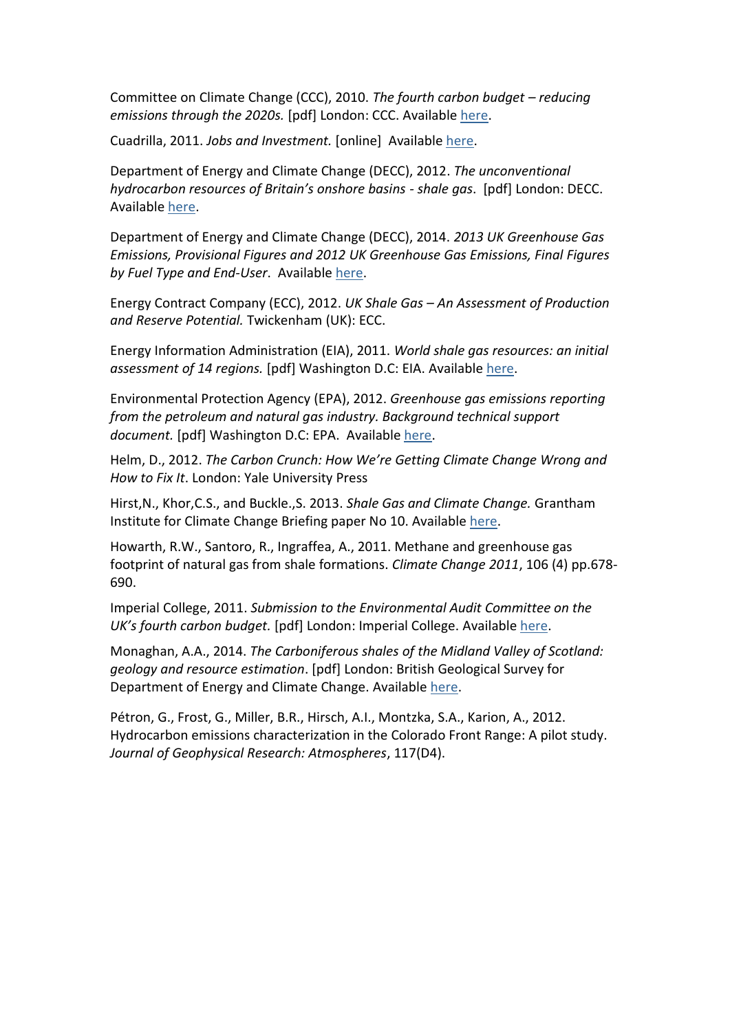Committee on Climate Change (CCC), 2010. *The fourth carbon budget – reducing emissions through the 2020s.* [pdf] London: CCC. Available here.

Cuadrilla, 2011. *Jobs and Investment.* [online] Available here.

Department of Energy and Climate Change (DECC), 2012. *The unconventional hydrocarbon resources of Britain's onshore basins - shale gas*. [pdf] London: DECC. Available here.

Department of Energy and Climate Change (DECC), 2014. *2013 UK Greenhouse Gas Emissions, Provisional Figures and 2012 UK Greenhouse Gas Emissions, Final Figures by Fuel Type and End-User*. Available here.

Energy Contract Company (ECC), 2012. *UK Shale Gas – An Assessment of Production and Reserve Potential.* Twickenham (UK): ECC.

Energy Information Administration (EIA), 2011. *World shale gas resources: an initial assessment of 14 regions.* [pdf] Washington D.C: EIA. Available here.

Environmental Protection Agency (EPA), 2012. *Greenhouse gas emissions reporting from the petroleum and natural gas industry. Background technical support document.* [pdf] Washington D.C: EPA. Available here.

Helm, D., 2012. *The Carbon Crunch: How We're Getting Climate Change Wrong and How to Fix It*. London: Yale University Press

Hirst,N., Khor,C.S., and Buckle.,S. 2013. *Shale Gas and Climate Change.* Grantham Institute for Climate Change Briefing paper No 10. Available here.

Howarth, R.W., Santoro, R., Ingraffea, A., 2011. Methane and greenhouse gas footprint of natural gas from shale formations. *Climate Change 2011*, 106 (4) pp.678-690.

Imperial College, 2011. *Submission to the Environmental Audit Committee on the UK's fourth carbon budget.* [pdf] London: Imperial College. Available here.

Monaghan, A.A., 2014. *The Carboniferous shales of the Midland Valley of Scotland: geology and resource estimation*. [pdf] London: British Geological Survey for Department of Energy and Climate Change. Available here.

Pétron, G., Frost, G., Miller, B.R., Hirsch, A.I., Montzka, S.A., Karion, A., 2012. Hydrocarbon emissions characterization in the Colorado Front Range: A pilot study. *Journal of Geophysical Research: Atmospheres*, 117(D4).